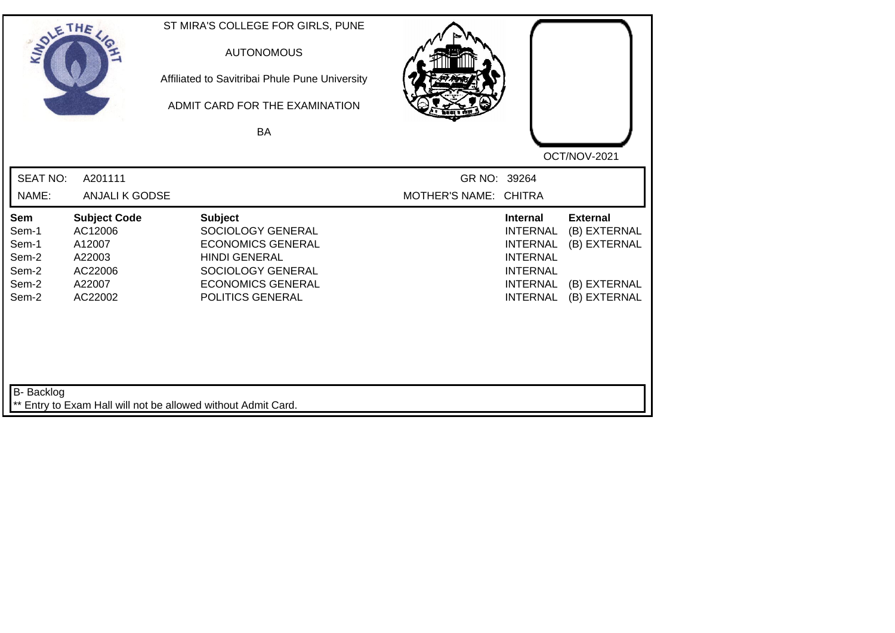ST MIRA'S COLLEGE FOR GIRLS, PUNE

AUTONOMOUS

Affiliated to Savitribai Phule Pune University

ADMIT CARD FOR THE EXAMINATION

BA

OCT/NOV-2021

| SEAT NO: | A201111 | GR NO: | 39264 |
|---|---|---|---|
| NAME: | ANJALI K GODSE | MOTHER'S NAME: | CHITRA |

| Sem | Subject Code | Subject | Internal | External |
|---|---|---|---|---|
| Sem-1 | AC12006 | SOCIOLOGY GENERAL | INTERNAL | (B) EXTERNAL |
| Sem-1 | A12007 | ECONOMICS GENERAL | INTERNAL | (B) EXTERNAL |
| Sem-2 | A22003 | HINDI GENERAL | INTERNAL | |
| Sem-2 | AC22006 | SOCIOLOGY GENERAL | INTERNAL | |
| Sem-2 | A22007 | ECONOMICS GENERAL | INTERNAL | (B) EXTERNAL |
| Sem-2 | AC22002 | POLITICS GENERAL | INTERNAL | (B) EXTERNAL |

B- Backlog

** Entry to Exam Hall will not be allowed without Admit Card.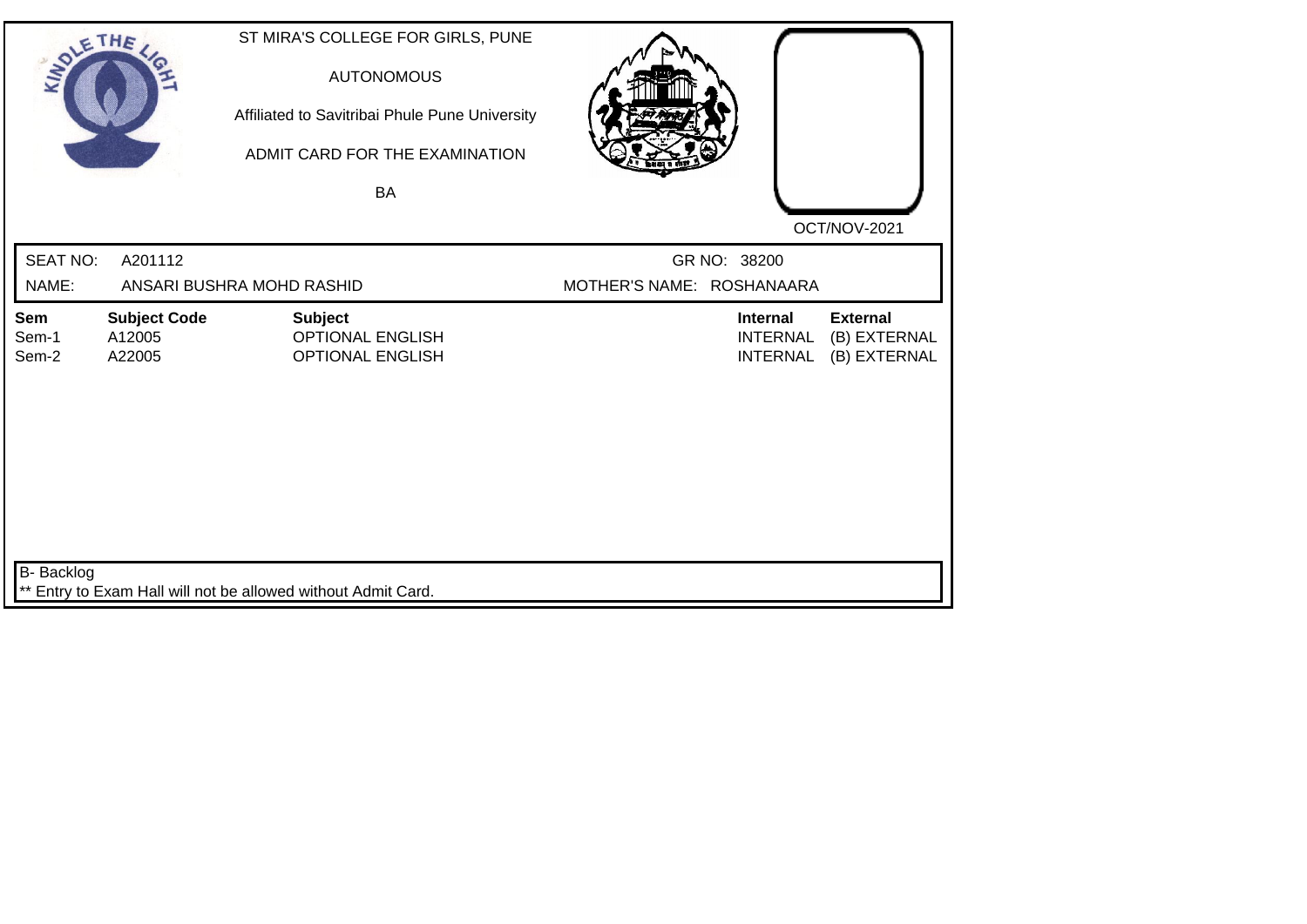ST MIRA'S COLLEGE FOR GIRLS, PUNE

AUTONOMOUS

Affiliated to Savitribai Phule Pune University

ADMIT CARD FOR THE EXAMINATION

BA

OCT/NOV-2021

SEAT NO: A201112 GR NO: 38200

NAME: ANSARI BUSHRA MOHD RASHID MOTHER'S NAME: ROSHANAARA

| Sem | Subject Code | Subject | Internal | External |
|---|---|---|---|---|
| Sem-1 | A12005 | OPTIONAL ENGLISH | INTERNAL | (B) EXTERNAL |
| Sem-2 | A22005 | OPTIONAL ENGLISH | INTERNAL | (B) EXTERNAL |

B- Backlog

** Entry to Exam Hall will not be allowed without Admit Card.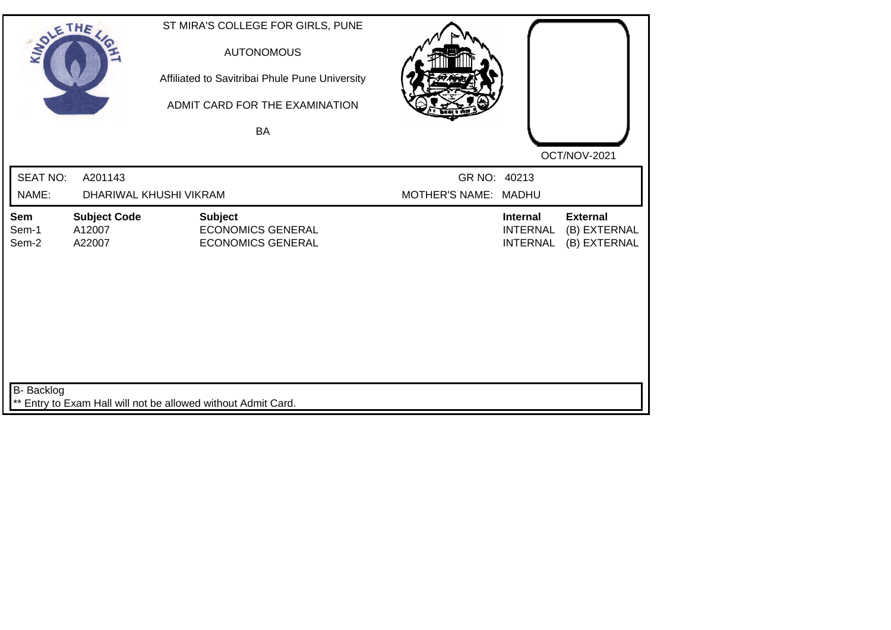ST MIRA'S COLLEGE FOR GIRLS, PUNE

AUTONOMOUS

Affiliated to Savitribai Phule Pune University

ADMIT CARD FOR THE EXAMINATION

BA

OCT/NOV-2021

SEAT NO: A201143 GR NO: 40213

NAME: DHARIWAL KHUSHI VIKRAM MOTHER'S NAME: MADHU

| Sem | Subject Code | Subject | Internal | External |
|---|---|---|---|---|
| Sem-1 | A12007 | ECONOMICS GENERAL | INTERNAL | (B) EXTERNAL |
| Sem-2 | A22007 | ECONOMICS GENERAL | INTERNAL | (B) EXTERNAL |

B- Backlog

** Entry to Exam Hall will not be allowed without Admit Card.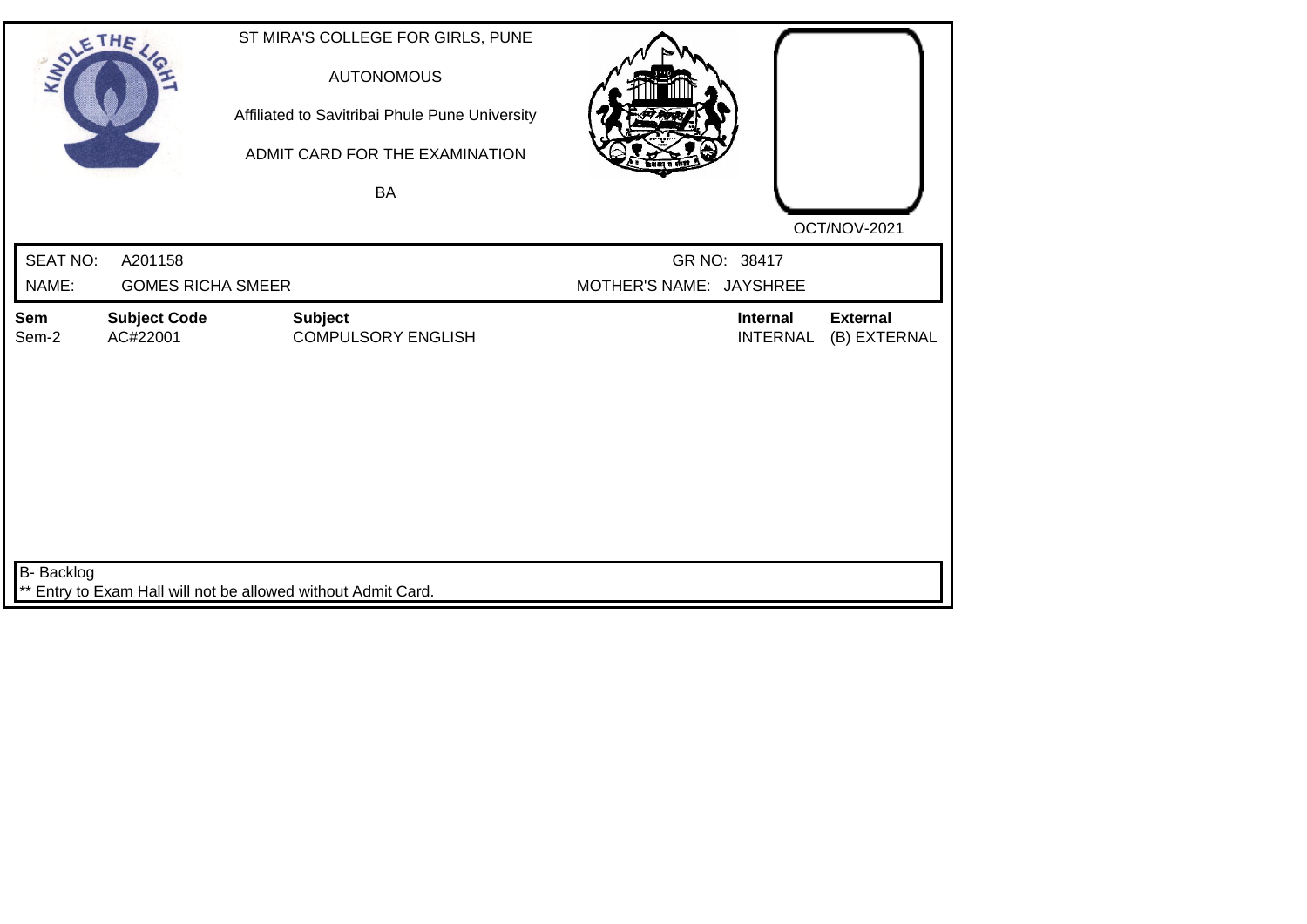ST MIRA'S COLLEGE FOR GIRLS, PUNE

AUTONOMOUS

Affiliated to Savitribai Phule Pune University

ADMIT CARD FOR THE EXAMINATION

BA

OCT/NOV-2021

SEAT NO: A201158 GR NO: 38417

NAME: GOMES RICHA SMEER MOTHER'S NAME: JAYSHREE

| Sem | Subject Code | Subject | Internal | External |
|---|---|---|---|---|
| Sem-2 | AC#22001 | COMPULSORY ENGLISH | INTERNAL | (B) EXTERNAL |

B- Backlog

** Entry to Exam Hall will not be allowed without Admit Card.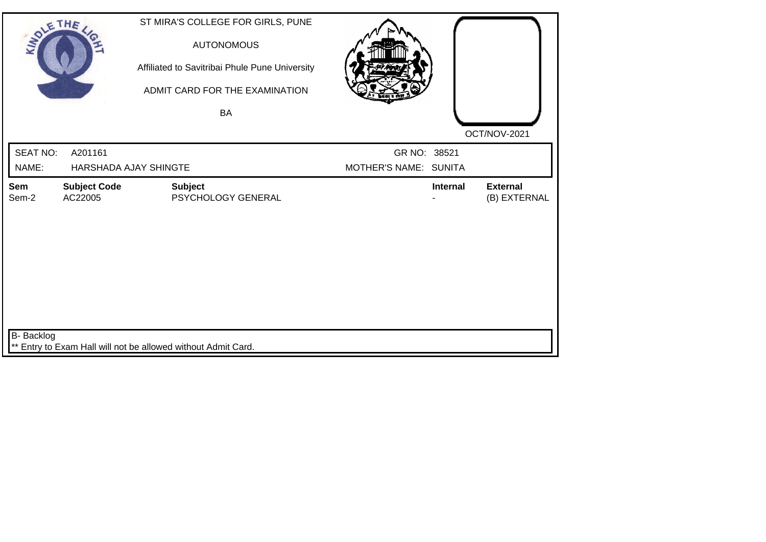ST MIRA'S COLLEGE FOR GIRLS, PUNE

AUTONOMOUS

Affiliated to Savitribai Phule Pune University

ADMIT CARD FOR THE EXAMINATION

BA

OCT/NOV-2021

SEAT NO: A201161 GR NO: 38521

NAME: HARSHADA AJAY SHINGTE MOTHER'S NAME: SUNITA

| Sem | Subject Code | Subject | Internal | External |
|---|---|---|---|---|
| Sem-2 | AC22005 | PSYCHOLOGY GENERAL | - | (B) EXTERNAL |

B- Backlog

** Entry to Exam Hall will not be allowed without Admit Card.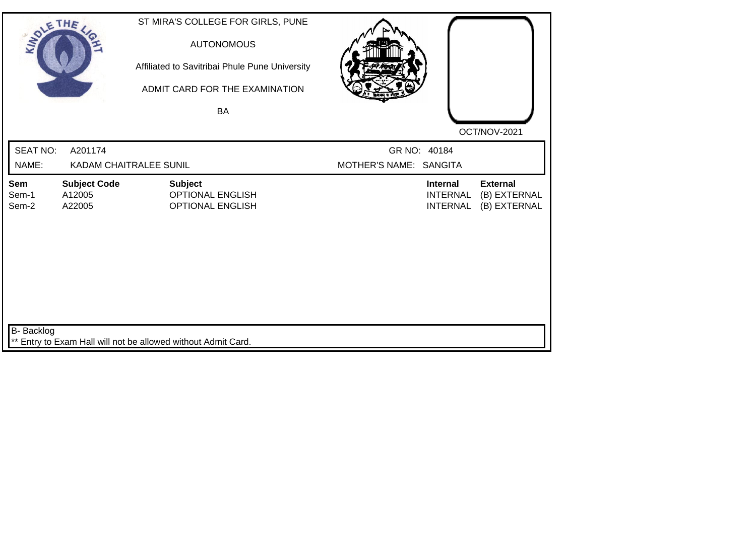ST MIRA'S COLLEGE FOR GIRLS, PUNE

AUTONOMOUS

Affiliated to Savitribai Phule Pune University

ADMIT CARD FOR THE EXAMINATION

BA

OCT/NOV-2021

SEAT NO: A201174 GR NO: 40184

NAME: KADAM CHAITRALEE SUNIL MOTHER'S NAME: SANGITA

| Sem | Subject Code | Subject | Internal | External |
|---|---|---|---|---|
| Sem-1 | A12005 | OPTIONAL ENGLISH | INTERNAL | (B) EXTERNAL |
| Sem-2 | A22005 | OPTIONAL ENGLISH | INTERNAL | (B) EXTERNAL |

B- Backlog

** Entry to Exam Hall will not be allowed without Admit Card.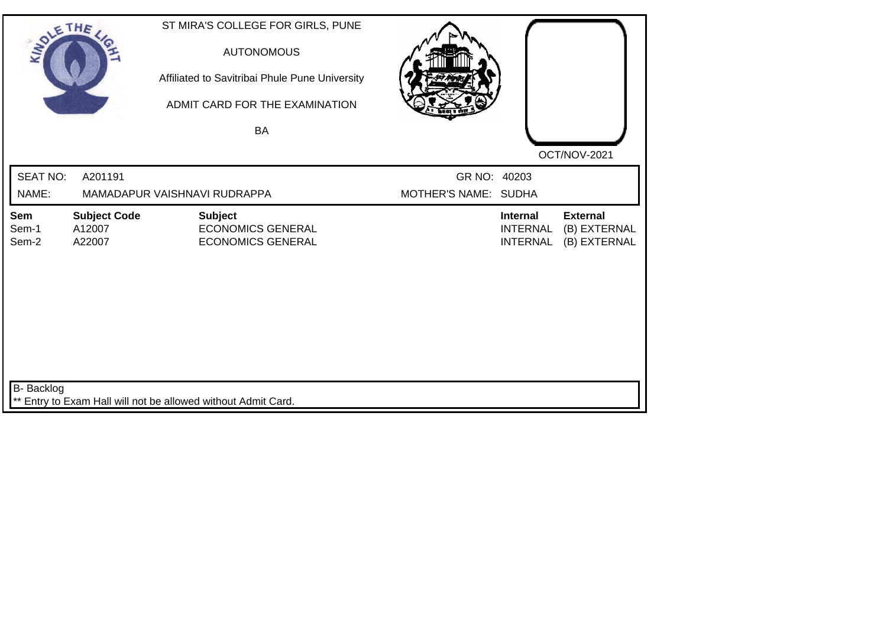ST MIRA'S COLLEGE FOR GIRLS, PUNE

AUTONOMOUS

Affiliated to Savitribai Phule Pune University

ADMIT CARD FOR THE EXAMINATION

BA

OCT/NOV-2021

SEAT NO: A201191 | GR NO: 40203

NAME: MAMADAPUR VAISHNAVI RUDRAPPA | MOTHER'S NAME: SUDHA

| Sem | Subject Code | Subject | Internal | External |
|---|---|---|---|---|
| Sem-1 | A12007 | ECONOMICS GENERAL | INTERNAL | (B) EXTERNAL |
| Sem-2 | A22007 | ECONOMICS GENERAL | INTERNAL | (B) EXTERNAL |

B- Backlog

** Entry to Exam Hall will not be allowed without Admit Card.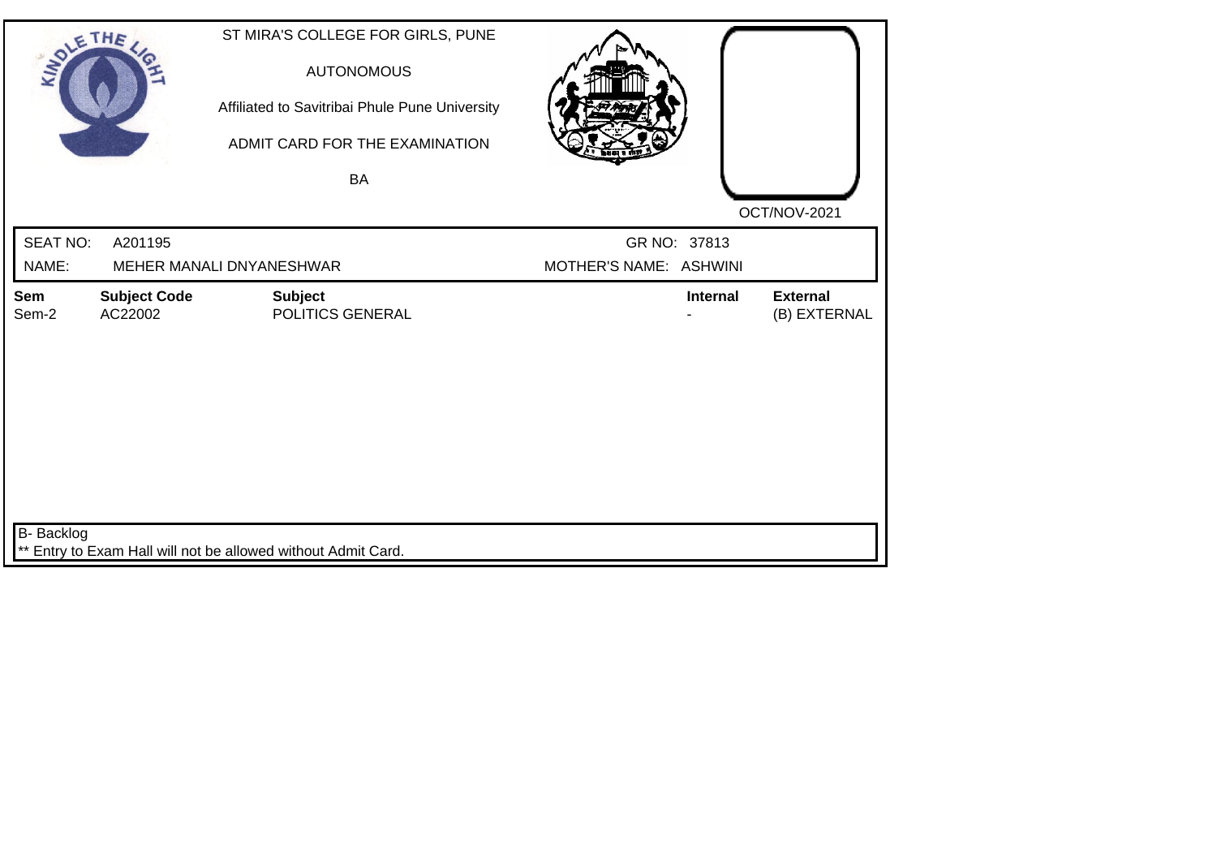ST MIRA'S COLLEGE FOR GIRLS, PUNE

AUTONOMOUS

Affiliated to Savitribai Phule Pune University

ADMIT CARD FOR THE EXAMINATION

BA

OCT/NOV-2021

SEAT NO: A201195 GR NO: 37813

NAME: MEHER MANALI DNYANESHWAR MOTHER'S NAME: ASHWINI

| Sem | Subject Code | Subject | Internal | External |
|---|---|---|---|---|
| Sem-2 | AC22002 | POLITICS GENERAL | - | (B) EXTERNAL |

B- Backlog

** Entry to Exam Hall will not be allowed without Admit Card.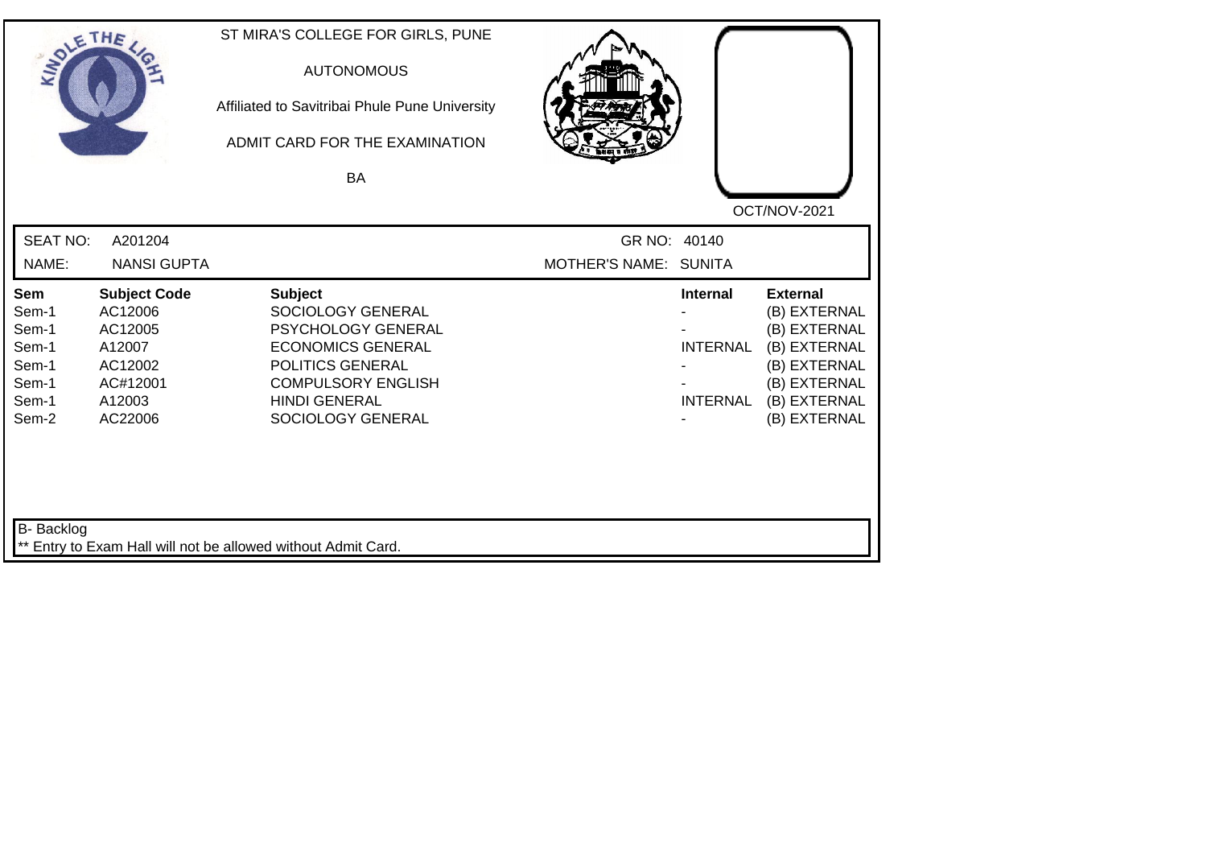ST MIRA'S COLLEGE FOR GIRLS, PUNE

AUTONOMOUS

Affiliated to Savitribai Phule Pune University

ADMIT CARD FOR THE EXAMINATION

BA

OCT/NOV-2021

SEAT NO: A201204 | GR NO: 40140

NAME: NANSI GUPTA | MOTHER'S NAME: SUNITA

| Sem | Subject Code | Subject | Internal | External |
|---|---|---|---|---|
| Sem-1 | AC12006 | SOCIOLOGY GENERAL | - | (B) EXTERNAL |
| Sem-1 | AC12005 | PSYCHOLOGY GENERAL | - | (B) EXTERNAL |
| Sem-1 | A12007 | ECONOMICS GENERAL | INTERNAL | (B) EXTERNAL |
| Sem-1 | AC12002 | POLITICS GENERAL | - | (B) EXTERNAL |
| Sem-1 | AC#12001 | COMPULSORY ENGLISH | - | (B) EXTERNAL |
| Sem-1 | A12003 | HINDI GENERAL | INTERNAL | (B) EXTERNAL |
| Sem-2 | AC22006 | SOCIOLOGY GENERAL | - | (B) EXTERNAL |

B- Backlog

** Entry to Exam Hall will not be allowed without Admit Card.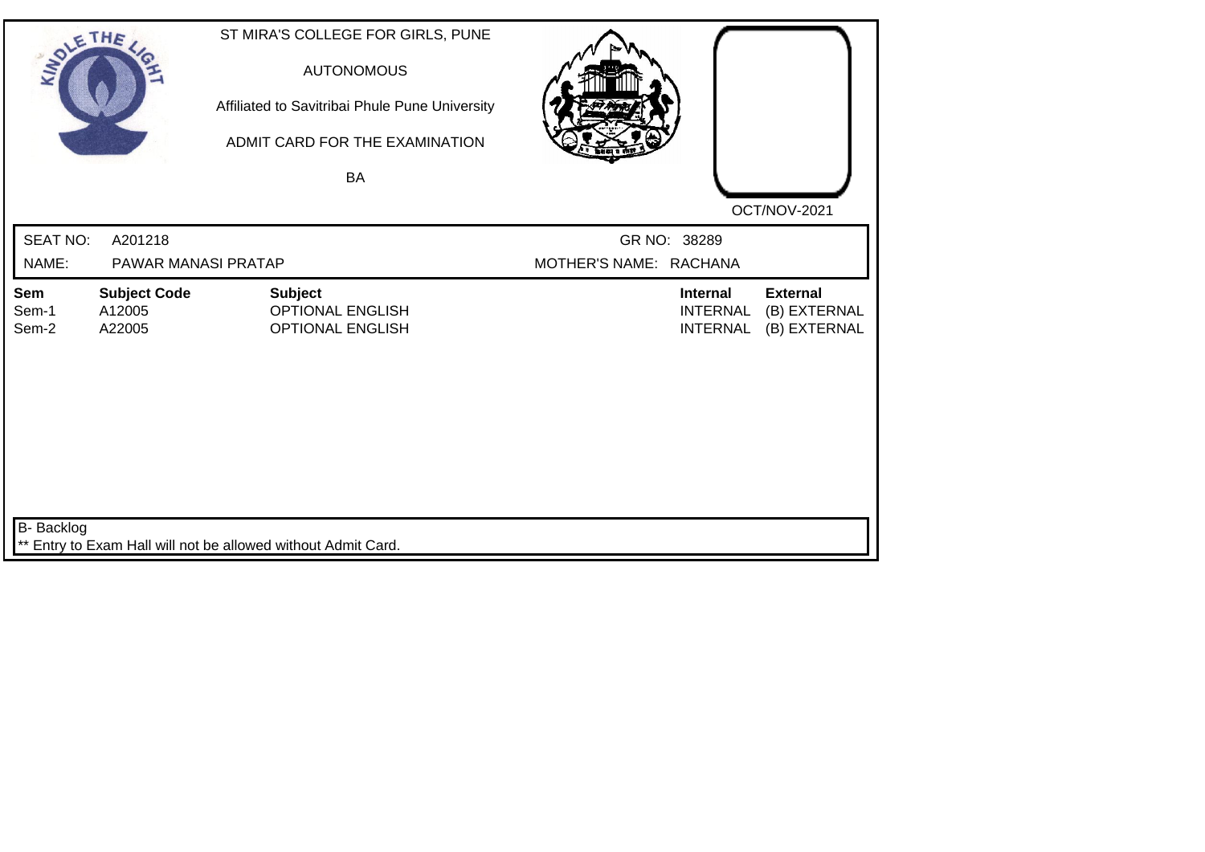ST MIRA'S COLLEGE FOR GIRLS, PUNE

AUTONOMOUS

Affiliated to Savitribai Phule Pune University

ADMIT CARD FOR THE EXAMINATION

BA

OCT/NOV-2021

SEAT NO: A201218

GR NO: 38289

NAME: PAWAR MANASI PRATAP

MOTHER'S NAME: RACHANA

| Sem | Subject Code | Subject | Internal | External |
|---|---|---|---|---|
| Sem-1 | A12005 | OPTIONAL ENGLISH | INTERNAL | (B) EXTERNAL |
| Sem-2 | A22005 | OPTIONAL ENGLISH | INTERNAL | (B) EXTERNAL |

B- Backlog

** Entry to Exam Hall will not be allowed without Admit Card.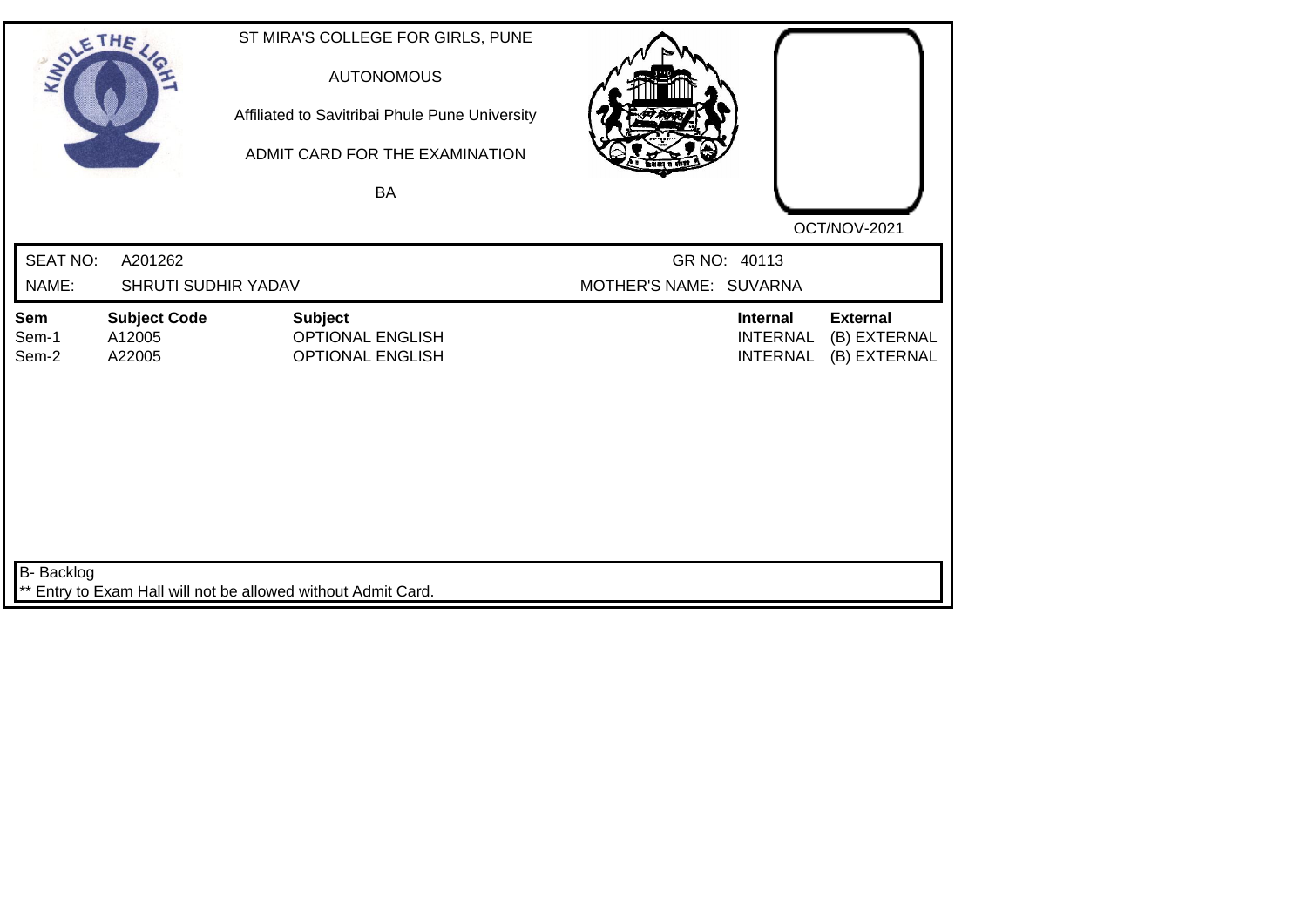ST MIRA'S COLLEGE FOR GIRLS, PUNE

AUTONOMOUS

Affiliated to Savitribai Phule Pune University

ADMIT CARD FOR THE EXAMINATION

BA

OCT/NOV-2021

SEAT NO: A201262 GR NO: 40113

NAME: SHRUTI SUDHIR YADAV MOTHER'S NAME: SUVARNA

| Sem | Subject Code | Subject | Internal | External |
|---|---|---|---|---|
| Sem-1 | A12005 | OPTIONAL ENGLISH | INTERNAL | (B) EXTERNAL |
| Sem-2 | A22005 | OPTIONAL ENGLISH | INTERNAL | (B) EXTERNAL |

B- Backlog

** Entry to Exam Hall will not be allowed without Admit Card.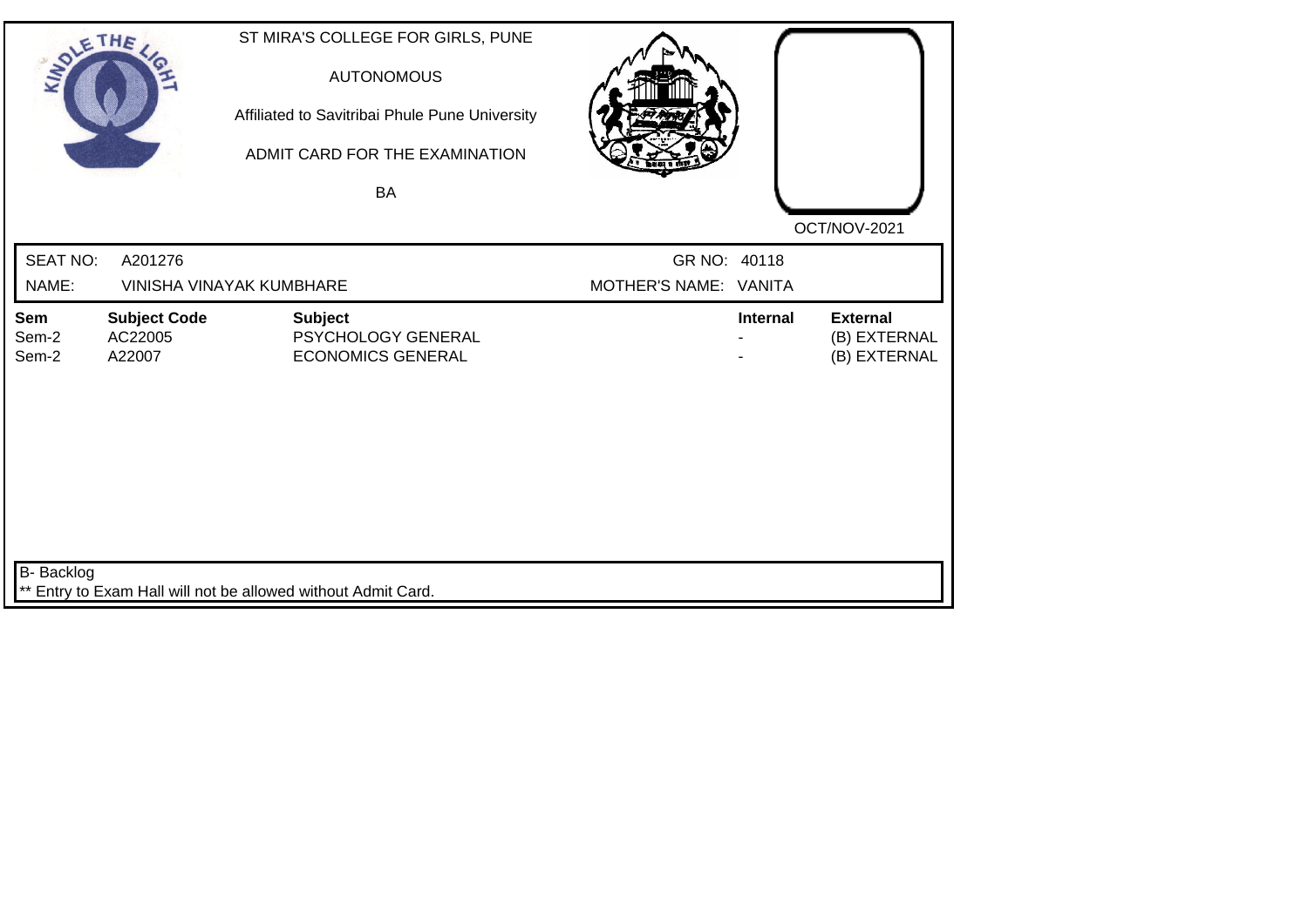ST MIRA'S COLLEGE FOR GIRLS, PUNE

AUTONOMOUS

Affiliated to Savitribai Phule Pune University

ADMIT CARD FOR THE EXAMINATION

BA

OCT/NOV-2021

SEAT NO: A201276 GR NO: 40118

NAME: VINISHA VINAYAK KUMBHARE MOTHER'S NAME: VANITA

| Sem | Subject Code | Subject | Internal | External |
| --- | --- | --- | --- | --- |
| Sem-2 | AC22005 | PSYCHOLOGY GENERAL | - | (B) EXTERNAL |
| Sem-2 | A22007 | ECONOMICS GENERAL | - | (B) EXTERNAL |

B- Backlog

** Entry to Exam Hall will not be allowed without Admit Card.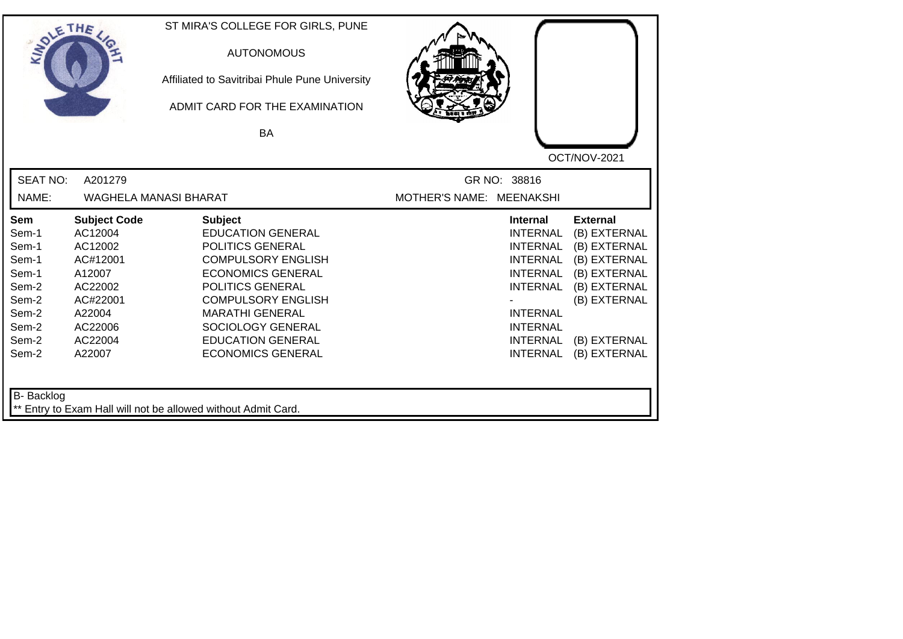ST MIRA'S COLLEGE FOR GIRLS, PUNE

AUTONOMOUS

Affiliated to Savitribai Phule Pune University

ADMIT CARD FOR THE EXAMINATION

BA

OCT/NOV-2021

SEAT NO: A201279 GR NO: 38816

NAME: WAGHELA MANASI BHARAT MOTHER'S NAME: MEENAKSHI

| Sem | Subject Code | Subject | Internal | External |
|---|---|---|---|---|
| Sem-1 | AC12004 | EDUCATION GENERAL | INTERNAL | (B) EXTERNAL |
| Sem-1 | AC12002 | POLITICS GENERAL | INTERNAL | (B) EXTERNAL |
| Sem-1 | AC#12001 | COMPULSORY ENGLISH | INTERNAL | (B) EXTERNAL |
| Sem-1 | A12007 | ECONOMICS GENERAL | INTERNAL | (B) EXTERNAL |
| Sem-2 | AC22002 | POLITICS GENERAL | INTERNAL | (B) EXTERNAL |
| Sem-2 | AC#22001 | COMPULSORY ENGLISH | - | (B) EXTERNAL |
| Sem-2 | A22004 | MARATHI GENERAL | INTERNAL | |
| Sem-2 | AC22006 | SOCIOLOGY GENERAL | INTERNAL | |
| Sem-2 | AC22004 | EDUCATION GENERAL | INTERNAL | (B) EXTERNAL |
| Sem-2 | A22007 | ECONOMICS GENERAL | INTERNAL | (B) EXTERNAL |

B- Backlog

** Entry to Exam Hall will not be allowed without Admit Card.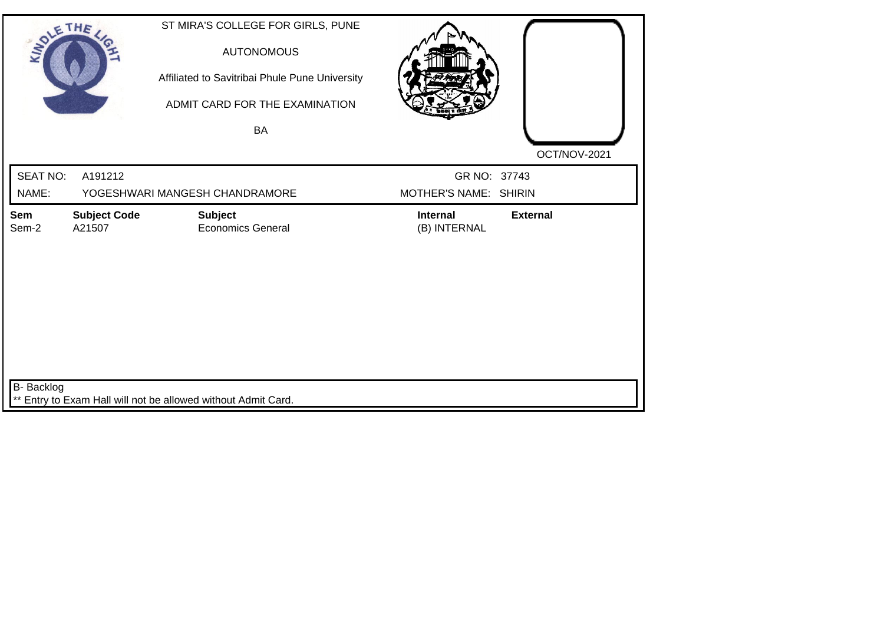KINDLE THE LIGHT

ST MIRA'S COLLEGE FOR GIRLS, PUNE

AUTONOMOUS

Affiliated to Savitribai Phule Pune University

ADMIT CARD FOR THE EXAMINATION

BA

OCT/NOV-2021

SEAT NO: A191212 GR NO: 37743

NAME: YOGESHWARI MANGESH CHANDRAMORE MOTHER'S NAME: SHIRIN

| Sem | Subject Code | Subject | Internal | External |
|---|---|---|---|---|
| Sem-2 | A21507 | Economics General | (B) INTERNAL | |

B- Backlog

** Entry to Exam Hall will not be allowed without Admit Card.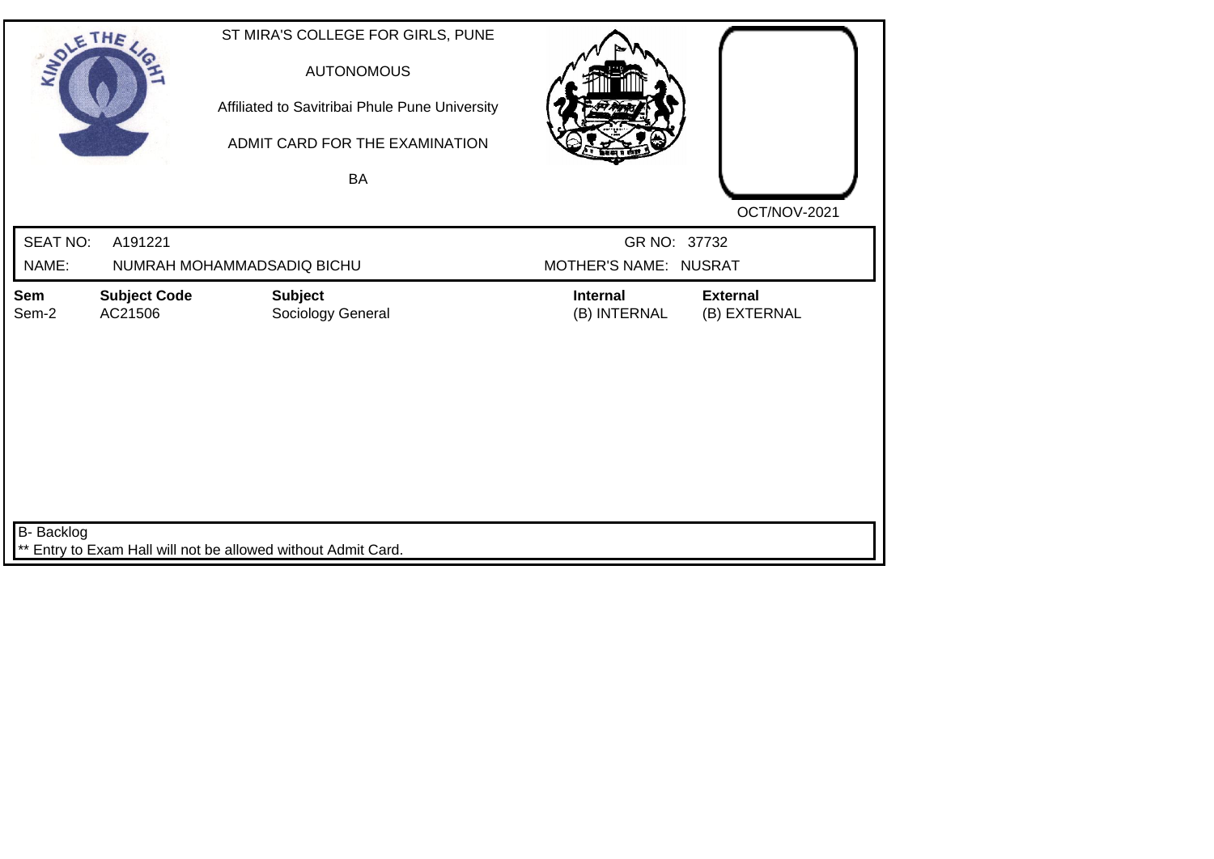ST MIRA'S COLLEGE FOR GIRLS, PUNE

AUTONOMOUS

Affiliated to Savitribai Phule Pune University

ADMIT CARD FOR THE EXAMINATION

BA

OCT/NOV-2021

SEAT NO: A191221 GR NO: 37732

NAME: NUMRAH MOHAMMADSADIQ BICHU MOTHER'S NAME: NUSRAT

| Sem | Subject Code | Subject | Internal | External |
|---|---|---|---|---|
| Sem-2 | AC21506 | Sociology General | (B) INTERNAL | (B) EXTERNAL |

B- Backlog

** Entry to Exam Hall will not be allowed without Admit Card.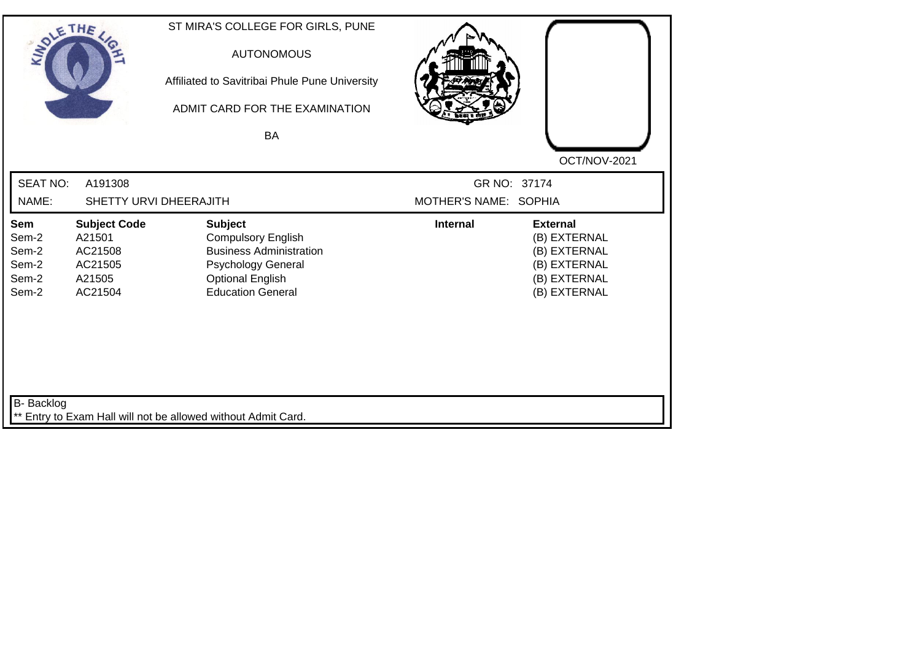KINDLE THE LIGHT

ST MIRA'S COLLEGE FOR GIRLS, PUNE

AUTONOMOUS

Affiliated to Savitribai Phule Pune University

ADMIT CARD FOR THE EXAMINATION

BA

OCT/NOV-2021

| | | | |
|---|---|---|---|
| SEAT NO: | A191308 | GR NO: | 37174 |
| NAME: | SHETTY URVI DHEERAJITH | MOTHER'S NAME: | SOPHIA |

| Sem | Subject Code | Subject | Internal | External |
|---|---|---|---|---|
| Sem-2 | A21501 | Compulsory English | | (B) EXTERNAL |
| Sem-2 | AC21508 | Business Administration | | (B) EXTERNAL |
| Sem-2 | AC21505 | Psychology General | | (B) EXTERNAL |
| Sem-2 | A21505 | Optional English | | (B) EXTERNAL |
| Sem-2 | AC21504 | Education General | | (B) EXTERNAL |

B- Backlog

** Entry to Exam Hall will not be allowed without Admit Card.